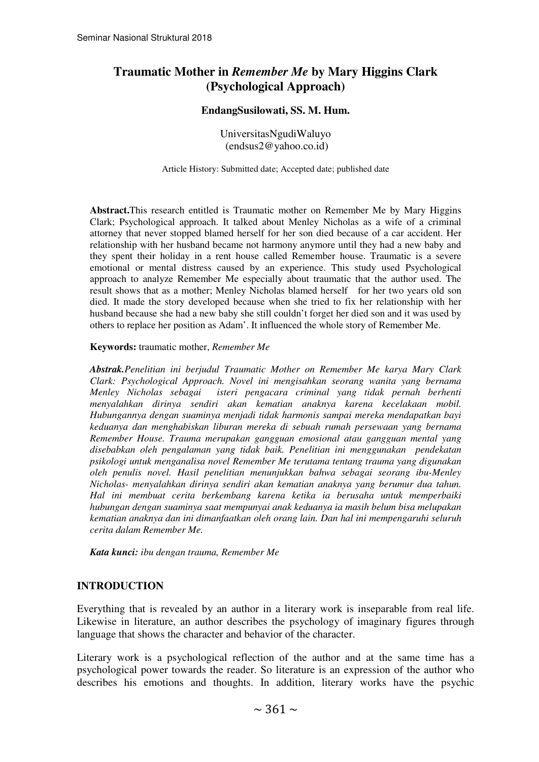# Traumatic Mother in *Remember Me* by Mary Higgins Clark (Psychological Approach)

**EndangSusilowati, SS. M. Hum.**

UniversitasNgudiWaluyo
(endsus2@yahoo.co.id)

Article History: Submitted date; Accepted date; published date

**Abstract.**This research entitled is Traumatic mother on Remember Me by Mary Higgins Clark; Psychological approach. It talked about Menley Nicholas as a wife of a criminal attorney that never stopped blamed herself for her son died because of a car accident. Her relationship with her husband became not harmony anymore until they had a new baby and they spent their holiday in a rent house called Remember house. Traumatic is a severe emotional or mental distress caused by an experience. This study used Psychological approach to analyze Remember Me especially about traumatic that the author used. The result shows that as a mother; Menley Nicholas blamed herself for her two years old son died. It made the story developed because when she tried to fix her relationship with her husband because she had a new baby she still couldn't forget her died son and it was used by others to replace her position as Adam'. It influenced the whole story of Remember Me.

**Keywords:** traumatic mother, *Remember Me*

***Abstrak.****Penelitian ini berjudul Traumatic Mother on Remember Me karya Mary Clark Clark: Psychological Approach. Novel ini mengisahkan seorang wanita yang bernama Menley Nicholas sebagai isteri pengacara criminal yang tidak pernah berhenti menyalahkan dirinya sendiri akan kematian anaknya karena kecelakaan mobil. Hubungannya dengan suaminya menjadi tidak harmonis sampai mereka mendapatkan bayi keduanya dan menghabiskan liburan mereka di sebuah rumah persewaan yang bernama Remember House. Trauma merupakan gangguan emosional atau gangguan mental yang disebabkan oleh pengalaman yang tidak baik. Penelitian ini menggunakan pendekatan psikologi untuk menganalisa novel Remember Me terutama tentang trauma yang digunakan oleh penulis novel. Hasil penelitian menunjukkan bahwa sebagai seorang ibu-Menley Nicholas- menyalahkan dirinya sendiri akan kematian anaknya yang berumur dua tahun. Hal ini membuat cerita berkembang karena ketika ia berusaha untuk memperbaiki hubungan dengan suaminya saat mempunyai anak keduanya ia masih belum bisa melupakan kematian anaknya dan ini dimanfaatkan oleh orang lain. Dan hal ini mempengaruhi seluruh cerita dalam Remember Me.*

***Kata kunci:*** *ibu dengan trauma, Remember Me*

## INTRODUCTION

Everything that is revealed by an author in a literary work is inseparable from real life. Likewise in literature, an author describes the psychology of imaginary figures through language that shows the character and behavior of the character.

Literary work is a psychological reflection of the author and at the same time has a psychological power towards the reader. So literature is an expression of the author who describes his emotions and thoughts. In addition, literary works have the psychic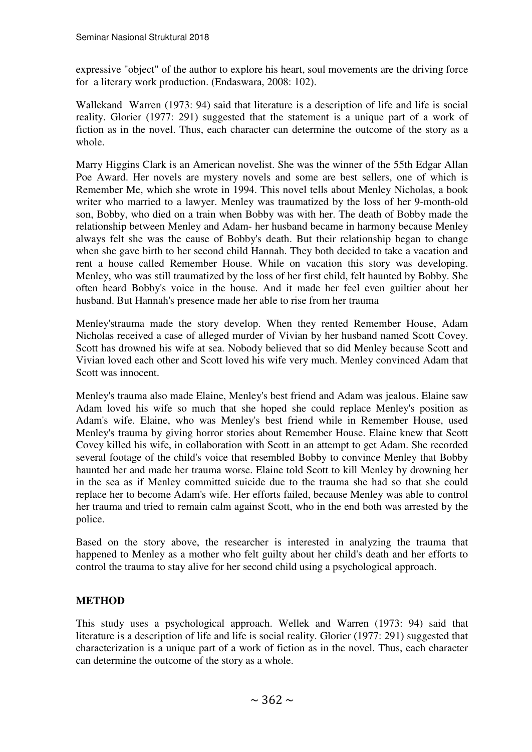expressive "object" of the author to explore his heart, soul movements are the driving force for a literary work production. (Endaswara, 2008: 102).

Wallekand Warren (1973: 94) said that literature is a description of life and life is social reality. Glorier (1977: 291) suggested that the statement is a unique part of a work of fiction as in the novel. Thus, each character can determine the outcome of the story as a whole.

Marry Higgins Clark is an American novelist. She was the winner of the 55th Edgar Allan Poe Award. Her novels are mystery novels and some are best sellers, one of which is Remember Me, which she wrote in 1994. This novel tells about Menley Nicholas, a book writer who married to a lawyer. Menley was traumatized by the loss of her 9-month-old son, Bobby, who died on a train when Bobby was with her. The death of Bobby made the relationship between Menley and Adam- her husband became in harmony because Menley always felt she was the cause of Bobby's death. But their relationship began to change when she gave birth to her second child Hannah. They both decided to take a vacation and rent a house called Remember House. While on vacation this story was developing. Menley, who was still traumatized by the loss of her first child, felt haunted by Bobby. She often heard Bobby's voice in the house. And it made her feel even guiltier about her husband. But Hannah's presence made her able to rise from her trauma

Menley'strauma made the story develop. When they rented Remember House, Adam Nicholas received a case of alleged murder of Vivian by her husband named Scott Covey. Scott has drowned his wife at sea. Nobody believed that so did Menley because Scott and Vivian loved each other and Scott loved his wife very much. Menley convinced Adam that Scott was innocent.

Menley's trauma also made Elaine, Menley's best friend and Adam was jealous. Elaine saw Adam loved his wife so much that she hoped she could replace Menley's position as Adam's wife. Elaine, who was Menley's best friend while in Remember House, used Menley's trauma by giving horror stories about Remember House. Elaine knew that Scott Covey killed his wife, in collaboration with Scott in an attempt to get Adam. She recorded several footage of the child's voice that resembled Bobby to convince Menley that Bobby haunted her and made her trauma worse. Elaine told Scott to kill Menley by drowning her in the sea as if Menley committed suicide due to the trauma she had so that she could replace her to become Adam's wife. Her efforts failed, because Menley was able to control her trauma and tried to remain calm against Scott, who in the end both was arrested by the police.

Based on the story above, the researcher is interested in analyzing the trauma that happened to Menley as a mother who felt guilty about her child's death and her efforts to control the trauma to stay alive for her second child using a psychological approach.

## METHOD

This study uses a psychological approach. Wellek and Warren (1973: 94) said that literature is a description of life and life is social reality. Glorier (1977: 291) suggested that characterization is a unique part of a work of fiction as in the novel. Thus, each character can determine the outcome of the story as a whole.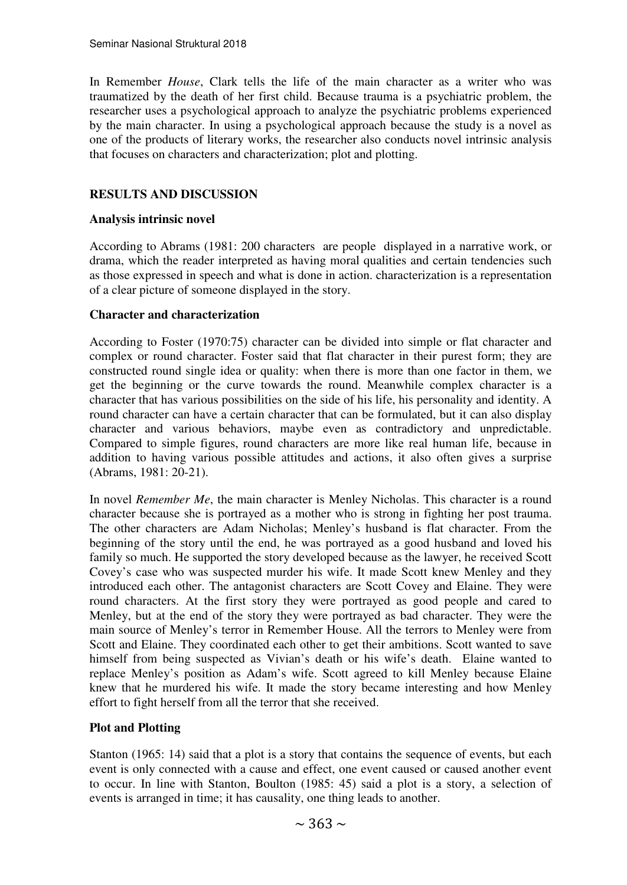In Remember *House*, Clark tells the life of the main character as a writer who was traumatized by the death of her first child. Because trauma is a psychiatric problem, the researcher uses a psychological approach to analyze the psychiatric problems experienced by the main character. In using a psychological approach because the study is a novel as one of the products of literary works, the researcher also conducts novel intrinsic analysis that focuses on characters and characterization; plot and plotting.

## RESULTS AND DISCUSSION

### Analysis intrinsic novel

According to Abrams (1981: 200 characters are people displayed in a narrative work, or drama, which the reader interpreted as having moral qualities and certain tendencies such as those expressed in speech and what is done in action. characterization is a representation of a clear picture of someone displayed in the story.

### Character and characterization

According to Foster (1970:75) character can be divided into simple or flat character and complex or round character. Foster said that flat character in their purest form; they are constructed round single idea or quality: when there is more than one factor in them, we get the beginning or the curve towards the round. Meanwhile complex character is a character that has various possibilities on the side of his life, his personality and identity. A round character can have a certain character that can be formulated, but it can also display character and various behaviors, maybe even as contradictory and unpredictable. Compared to simple figures, round characters are more like real human life, because in addition to having various possible attitudes and actions, it also often gives a surprise (Abrams, 1981: 20-21).

In novel *Remember Me*, the main character is Menley Nicholas. This character is a round character because she is portrayed as a mother who is strong in fighting her post trauma. The other characters are Adam Nicholas; Menley's husband is flat character. From the beginning of the story until the end, he was portrayed as a good husband and loved his family so much. He supported the story developed because as the lawyer, he received Scott Covey's case who was suspected murder his wife. It made Scott knew Menley and they introduced each other. The antagonist characters are Scott Covey and Elaine. They were round characters. At the first story they were portrayed as good people and cared to Menley, but at the end of the story they were portrayed as bad character. They were the main source of Menley's terror in Remember House. All the terrors to Menley were from Scott and Elaine. They coordinated each other to get their ambitions. Scott wanted to save himself from being suspected as Vivian's death or his wife's death. Elaine wanted to replace Menley's position as Adam's wife. Scott agreed to kill Menley because Elaine knew that he murdered his wife. It made the story became interesting and how Menley effort to fight herself from all the terror that she received.

### Plot and Plotting

Stanton (1965: 14) said that a plot is a story that contains the sequence of events, but each event is only connected with a cause and effect, one event caused or caused another event to occur. In line with Stanton, Boulton (1985: 45) said a plot is a story, a selection of events is arranged in time; it has causality, one thing leads to another.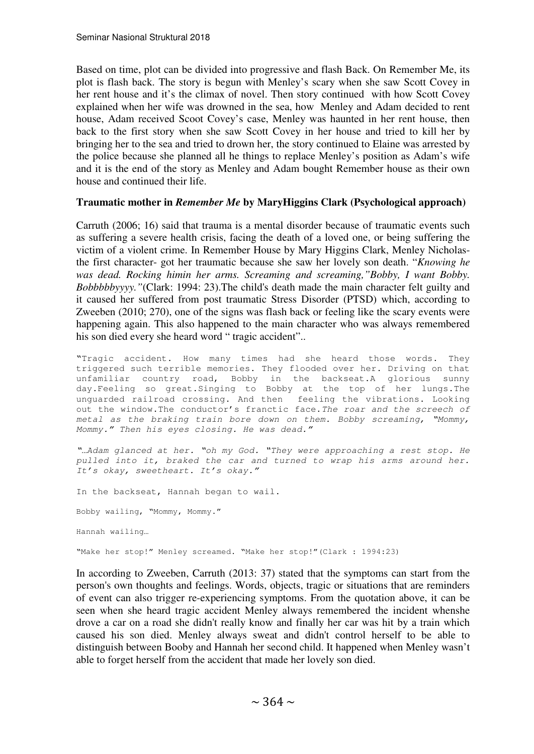Based on time, plot can be divided into progressive and flash Back. On Remember Me, its plot is flash back. The story is begun with Menley's scary when she saw Scott Covey in her rent house and it's the climax of novel. Then story continued with how Scott Covey explained when her wife was drowned in the sea, how Menley and Adam decided to rent house, Adam received Scoot Covey's case, Menley was haunted in her rent house, then back to the first story when she saw Scott Covey in her house and tried to kill her by bringing her to the sea and tried to drown her, the story continued to Elaine was arrested by the police because she planned all he things to replace Menley's position as Adam's wife and it is the end of the story as Menley and Adam bought Remember house as their own house and continued their life.

**Traumatic mother in *Remember Me* by MaryHiggins Clark (Psychological approach)**

Carruth (2006; 16) said that trauma is a mental disorder because of traumatic events such as suffering a severe health crisis, facing the death of a loved one, or being suffering the victim of a violent crime. In Remember House by Mary Higgins Clark, Menley Nicholas- the first character- got her traumatic because she saw her lovely son death. "*Knowing he was dead. Rocking himin her arms. Screaming and screaming,"Bobby, I want Bobby. Bobbbbbyyyy."*(Clark: 1994: 23).The child's death made the main character felt guilty and it caused her suffered from post traumatic Stress Disorder (PTSD) which, according to Zweeben (2010; 270), one of the signs was flash back or feeling like the scary events were happening again. This also happened to the main character who was always remembered his son died every she heard word " tragic accident"..

"Tragic accident. How many times had she heard those words. They triggered such terrible memories. They flooded over her. Driving on that unfamiliar country road, Bobby in the backseat.A glorious sunny day.Feeling so great.Singing to Bobby at the top of her lungs.The unguarded railroad crossing. And then feeling the vibrations. Looking out the window.The conductor's franctic face.*The roar and the screech of metal as the braking train bore down on them. Bobby screaming, "Mommy, Mommy." Then his eyes closing. He was dead."*

*"…Adam glanced at her. "oh my God. "They were approaching a rest stop. He pulled into it, braked the car and turned to wrap his arms around her. It's okay, sweetheart. It's okay."*

In the backseat, Hannah began to wail.

Bobby wailing, "Mommy, Mommy."

Hannah wailing…

"Make her stop!" Menley screamed. "Make her stop!"(Clark : 1994:23)

In according to Zweeben, Carruth (2013: 37) stated that the symptoms can start from the person's own thoughts and feelings. Words, objects, tragic or situations that are reminders of event can also trigger re-experiencing symptoms. From the quotation above, it can be seen when she heard tragic accident Menley always remembered the incident whenshe drove a car on a road she didn't really know and finally her car was hit by a train which caused his son died. Menley always sweat and didn't control herself to be able to distinguish between Booby and Hannah her second child. It happened when Menley wasn't able to forget herself from the accident that made her lovely son died.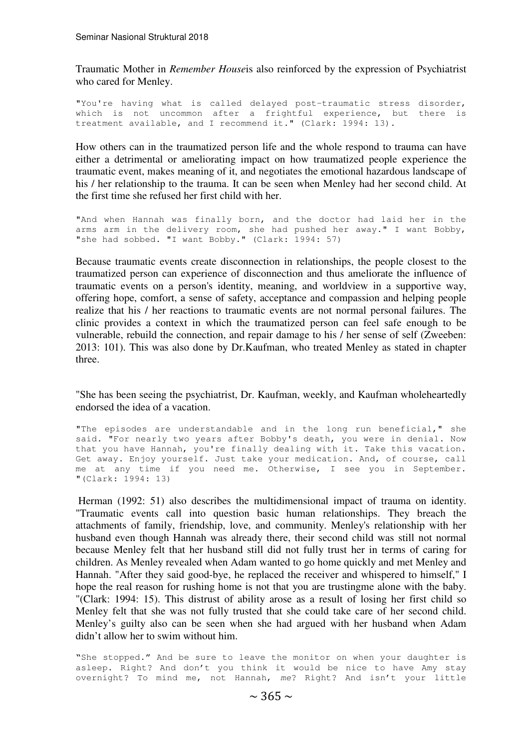Traumatic Mother in *Remember House*is also reinforced by the expression of Psychiatrist who cared for Menley.

```
"You're having what is called delayed post-traumatic stress disorder, which is not uncommon after a frightful experience, but there is treatment available, and I recommend it." (Clark: 1994: 13).
```

How others can in the traumatized person life and the whole respond to trauma can have either a detrimental or ameliorating impact on how traumatized people experience the traumatic event, makes meaning of it, and negotiates the emotional hazardous landscape of his / her relationship to the trauma. It can be seen when Menley had her second child. At the first time she refused her first child with her.

```
"And when Hannah was finally born, and the doctor had laid her in the arms arm in the delivery room, she had pushed her away." I want Bobby, "she had sobbed. "I want Bobby." (Clark: 1994: 57)
```

Because traumatic events create disconnection in relationships, the people closest to the traumatized person can experience of disconnection and thus ameliorate the influence of traumatic events on a person's identity, meaning, and worldview in a supportive way, offering hope, comfort, a sense of safety, acceptance and compassion and helping people realize that his / her reactions to traumatic events are not normal personal failures. The clinic provides a context in which the traumatized person can feel safe enough to be vulnerable, rebuild the connection, and repair damage to his / her sense of self (Zweeben: 2013: 101). This was also done by Dr.Kaufman, who treated Menley as stated in chapter three.

"She has been seeing the psychiatrist, Dr. Kaufman, weekly, and Kaufman wholeheartedly endorsed the idea of a vacation.

```
"The episodes are understandable and in the long run beneficial," she said. "For nearly two years after Bobby's death, you were in denial. Now that you have Hannah, you're finally dealing with it. Take this vacation. Get away. Enjoy yourself. Just take your medication. And, of course, call me at any time if you need me. Otherwise, I see you in September. "(Clark: 1994: 13)
```

Herman (1992: 51) also describes the multidimensional impact of trauma on identity. "Traumatic events call into question basic human relationships. They breach the attachments of family, friendship, love, and community. Menley's relationship with her husband even though Hannah was already there, their second child was still not normal because Menley felt that her husband still did not fully trust her in terms of caring for children. As Menley revealed when Adam wanted to go home quickly and met Menley and Hannah. "After they said good-bye, he replaced the receiver and whispered to himself," I hope the real reason for rushing home is not that you are trustingme alone with the baby. "(Clark: 1994: 15). This distrust of ability arose as a result of losing her first child so Menley felt that she was not fully trusted that she could take care of her second child. Menley's guilty also can be seen when she had argued with her husband when Adam didn't allow her to swim without him.

```
"She stopped." And be sure to leave the monitor on when your daughter is asleep. Right? And don't you think it would be nice to have Amy stay overnight? To mind me, not Hannah, me? Right? And isn't your little
```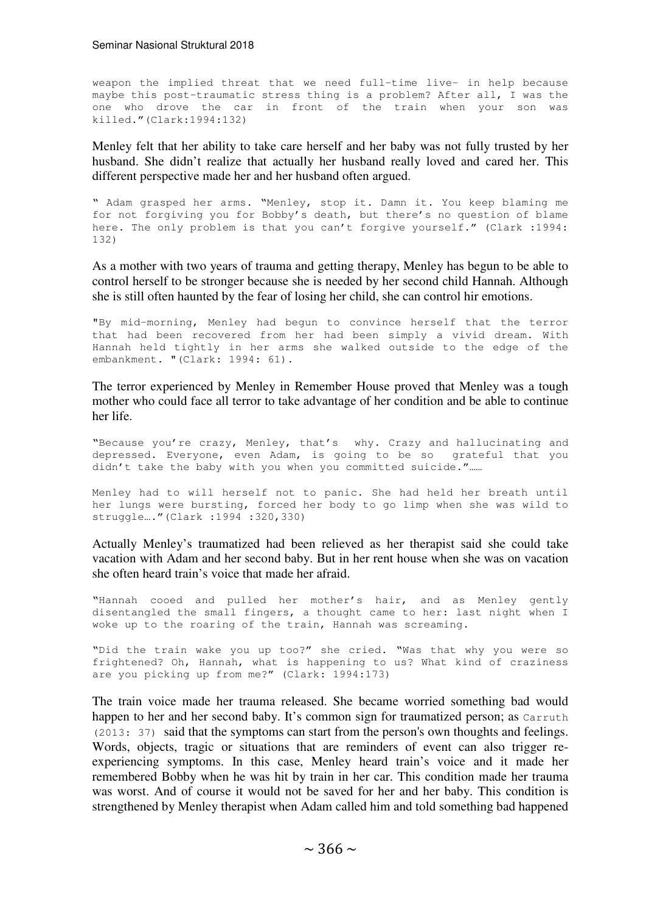weapon the implied threat that we need full-time live- in help because maybe this post-traumatic stress thing is a problem? After all, I was the one who drove the car in front of the train when your son was killed."(Clark:1994:132)

Menley felt that her ability to take care herself and her baby was not fully trusted by her husband. She didn't realize that actually her husband really loved and cared her. This different perspective made her and her husband often argued.

" Adam grasped her arms. "Menley, stop it. Damn it. You keep blaming me for not forgiving you for Bobby's death, but there's no question of blame here. The only problem is that you can't forgive yourself." (Clark :1994: 132)

As a mother with two years of trauma and getting therapy, Menley has begun to be able to control herself to be stronger because she is needed by her second child Hannah. Although she is still often haunted by the fear of losing her child, she can control hir emotions.

"By mid-morning, Menley had begun to convince herself that the terror that had been recovered from her had been simply a vivid dream. With Hannah held tightly in her arms she walked outside to the edge of the embankment. "(Clark: 1994: 61).

The terror experienced by Menley in Remember House proved that Menley was a tough mother who could face all terror to take advantage of her condition and be able to continue her life.

"Because you're crazy, Menley, that's why. Crazy and hallucinating and depressed. Everyone, even Adam, is going to be so grateful that you didn't take the baby with you when you committed suicide."……

Menley had to will herself not to panic. She had held her breath until her lungs were bursting, forced her body to go limp when she was wild to struggle…."(Clark :1994 :320,330)

Actually Menley's traumatized had been relieved as her therapist said she could take vacation with Adam and her second baby. But in her rent house when she was on vacation she often heard train's voice that made her afraid.

"Hannah cooed and pulled her mother's hair, and as Menley gently disentangled the small fingers, a thought came to her: last night when I woke up to the roaring of the train, Hannah was screaming.

"Did the train wake you up too?" she cried. "Was that why you were so frightened? Oh, Hannah, what is happening to us? What kind of craziness are you picking up from me?" (Clark: 1994:173)

The train voice made her trauma released. She became worried something bad would happen to her and her second baby. It's common sign for traumatized person; as Carruth (2013: 37) said that the symptoms can start from the person's own thoughts and feelings. Words, objects, tragic or situations that are reminders of event can also trigger re-experiencing symptoms. In this case, Menley heard train's voice and it made her remembered Bobby when he was hit by train in her car. This condition made her trauma was worst. And of course it would not be saved for her and her baby. This condition is strengthened by Menley therapist when Adam called him and told something bad happened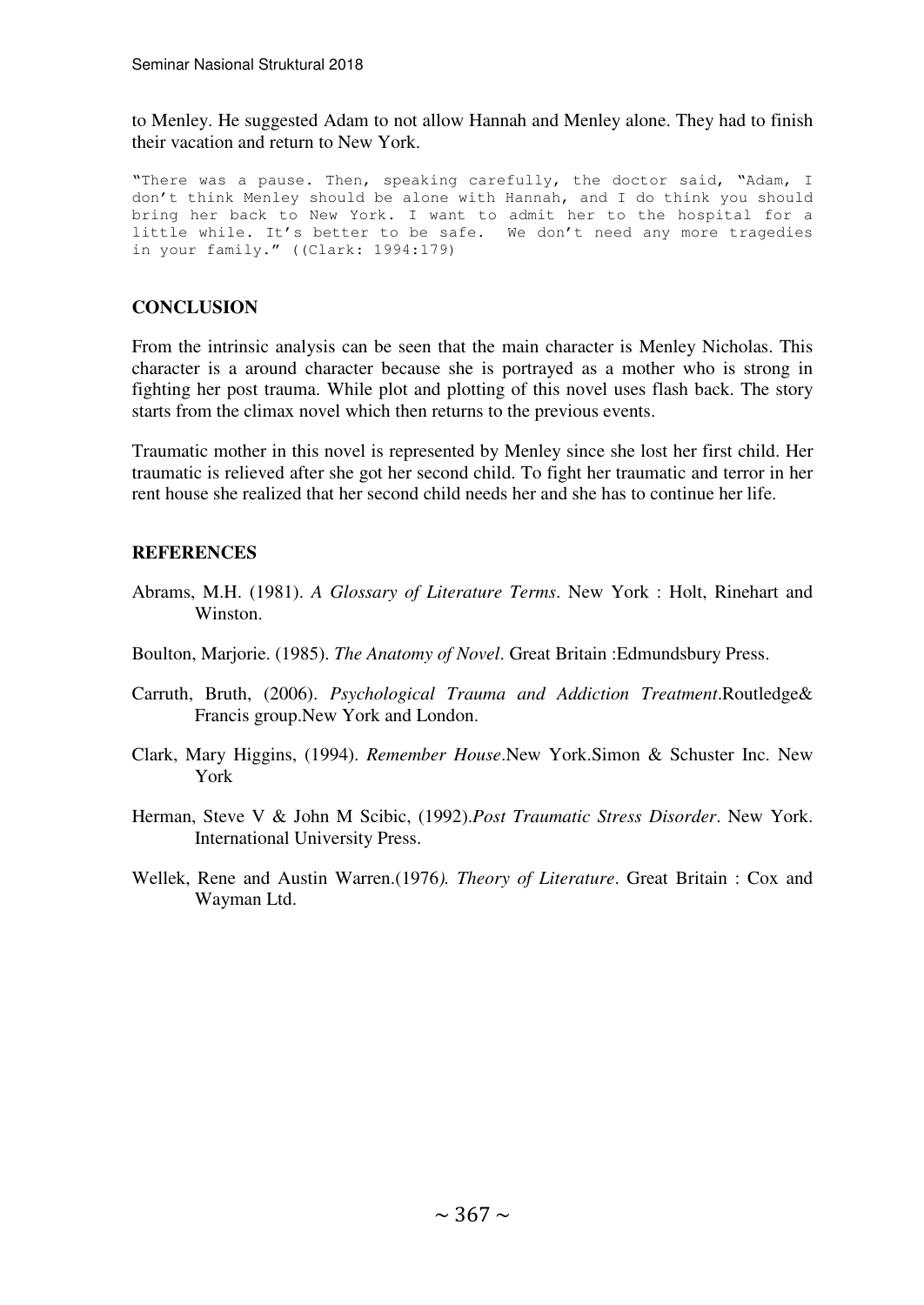to Menley. He suggested Adam to not allow Hannah and Menley alone. They had to finish their vacation and return to New York.

"There was a pause. Then, speaking carefully, the doctor said, "Adam, I don't think Menley should be alone with Hannah, and I do think you should bring her back to New York. I want to admit her to the hospital for a little while. It's better to be safe. We don't need any more tragedies in your family." ((Clark: 1994:179)

## CONCLUSION

From the intrinsic analysis can be seen that the main character is Menley Nicholas. This character is a around character because she is portrayed as a mother who is strong in fighting her post trauma. While plot and plotting of this novel uses flash back. The story starts from the climax novel which then returns to the previous events.

Traumatic mother in this novel is represented by Menley since she lost her first child. Her traumatic is relieved after she got her second child. To fight her traumatic and terror in her rent house she realized that her second child needs her and she has to continue her life.

## REFERENCES

Abrams, M.H. (1981). *A Glossary of Literature Terms*. New York : Holt, Rinehart and Winston.

Boulton, Marjorie. (1985). *The Anatomy of Novel*. Great Britain :Edmundsbury Press.

Carruth, Bruth, (2006). *Psychological Trauma and Addiction Treatment*.Routledge& Francis group.New York and London.

Clark, Mary Higgins, (1994). *Remember House*.New York.Simon & Schuster Inc. New York

Herman, Steve V & John M Scibic, (1992).*Post Traumatic Stress Disorder*. New York. International University Press.

Wellek, Rene and Austin Warren.(1976*). Theory of Literature*. Great Britain : Cox and Wayman Ltd.